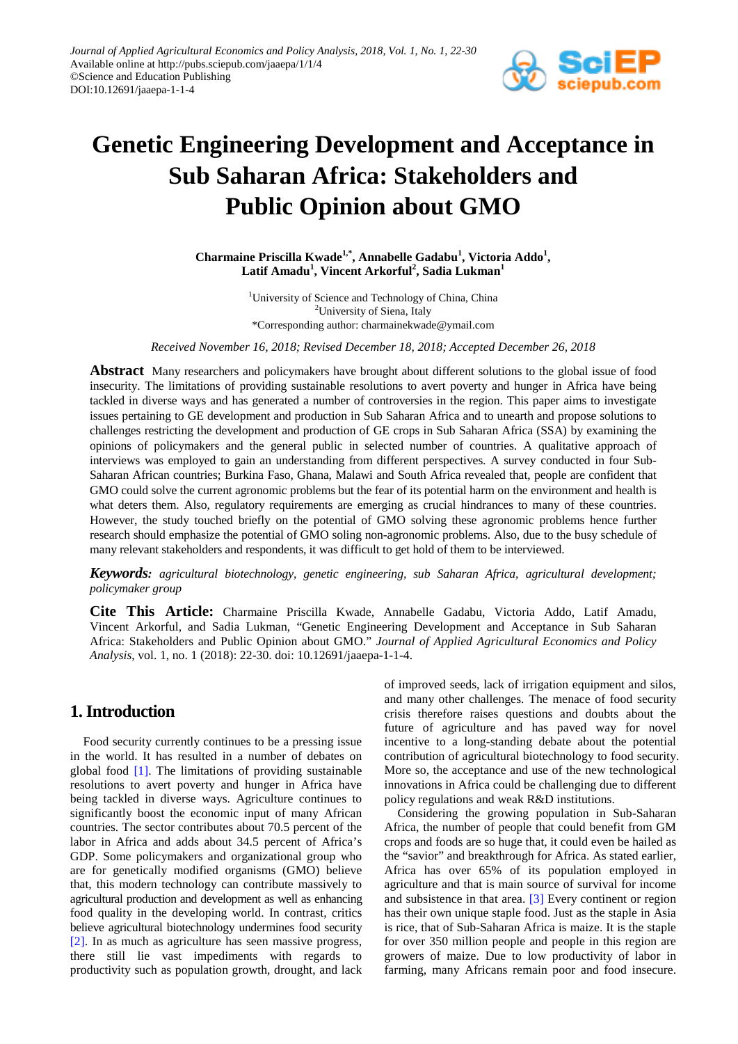Journal of Applied Agricultural Economics and Policy Analysis, 2018, Vol. 1, No. 1, 22-30
Available online at http://pubs.sciepub.com/jaaepa/1/1/4
©Science and Education Publishing
DOI:10.12691/jaaepa-1-1-4

# Genetic Engineering Development and Acceptance in Sub Saharan Africa: Stakeholders and Public Opinion about GMO

**Charmaine Priscilla Kwade[1,*], Annabelle Gadabu[1], Victoria Addo[1], Latif Amadu[1], Vincent Arkorful[2], Sadia Lukman[1]**

[1]University of Science and Technology of China, China
[2]University of Siena, Italy
*Corresponding author: charmainekwade@ymail.com

*Received November 16, 2018; Revised December 18, 2018; Accepted December 26, 2018*

**Abstract** Many researchers and policymakers have brought about different solutions to the global issue of food insecurity. The limitations of providing sustainable resolutions to avert poverty and hunger in Africa have being tackled in diverse ways and has generated a number of controversies in the region. This paper aims to investigate issues pertaining to GE development and production in Sub Saharan Africa and to unearth and propose solutions to challenges restricting the development and production of GE crops in Sub Saharan Africa (SSA) by examining the opinions of policymakers and the general public in selected number of countries. A qualitative approach of interviews was employed to gain an understanding from different perspectives. A survey conducted in four Sub-Saharan African countries; Burkina Faso, Ghana, Malawi and South Africa revealed that, people are confident that GMO could solve the current agronomic problems but the fear of its potential harm on the environment and health is what deters them. Also, regulatory requirements are emerging as crucial hindrances to many of these countries. However, the study touched briefly on the potential of GMO solving these agronomic problems hence further research should emphasize the potential of GMO soling non-agronomic problems. Also, due to the busy schedule of many relevant stakeholders and respondents, it was difficult to get hold of them to be interviewed.

***Keywords:*** *agricultural biotechnology, genetic engineering, sub Saharan Africa, agricultural development; policymaker group*

**Cite This Article:** Charmaine Priscilla Kwade, Annabelle Gadabu, Victoria Addo, Latif Amadu, Vincent Arkorful, and Sadia Lukman, "Genetic Engineering Development and Acceptance in Sub Saharan Africa: Stakeholders and Public Opinion about GMO." *Journal of Applied Agricultural Economics and Policy Analysis*, vol. 1, no. 1 (2018): 22-30. doi: 10.12691/jaaepa-1-1-4.

## 1. Introduction

Food security currently continues to be a pressing issue in the world. It has resulted in a number of debates on global food [1]. The limitations of providing sustainable resolutions to avert poverty and hunger in Africa have being tackled in diverse ways. Agriculture continues to significantly boost the economic input of many African countries. The sector contributes about 70.5 percent of the labor in Africa and adds about 34.5 percent of Africa's GDP. Some policymakers and organizational group who are for genetically modified organisms (GMO) believe that, this modern technology can contribute massively to agricultural production and development as well as enhancing food quality in the developing world. In contrast, critics believe agricultural biotechnology undermines food security [2]. In as much as agriculture has seen massive progress, there still lie vast impediments with regards to productivity such as population growth, drought, and lack of improved seeds, lack of irrigation equipment and silos, and many other challenges. The menace of food security crisis therefore raises questions and doubts about the future of agriculture and has paved way for novel incentive to a long-standing debate about the potential contribution of agricultural biotechnology to food security. More so, the acceptance and use of the new technological innovations in Africa could be challenging due to different policy regulations and weak R&D institutions.

Considering the growing population in Sub-Saharan Africa, the number of people that could benefit from GM crops and foods are so huge that, it could even be hailed as the "savior" and breakthrough for Africa. As stated earlier, Africa has over 65% of its population employed in agriculture and that is main source of survival for income and subsistence in that area. [3] Every continent or region has their own unique staple food. Just as the staple in Asia is rice, that of Sub-Saharan Africa is maize. It is the staple for over 350 million people and people in this region are growers of maize. Due to low productivity of labor in farming, many Africans remain poor and food insecure.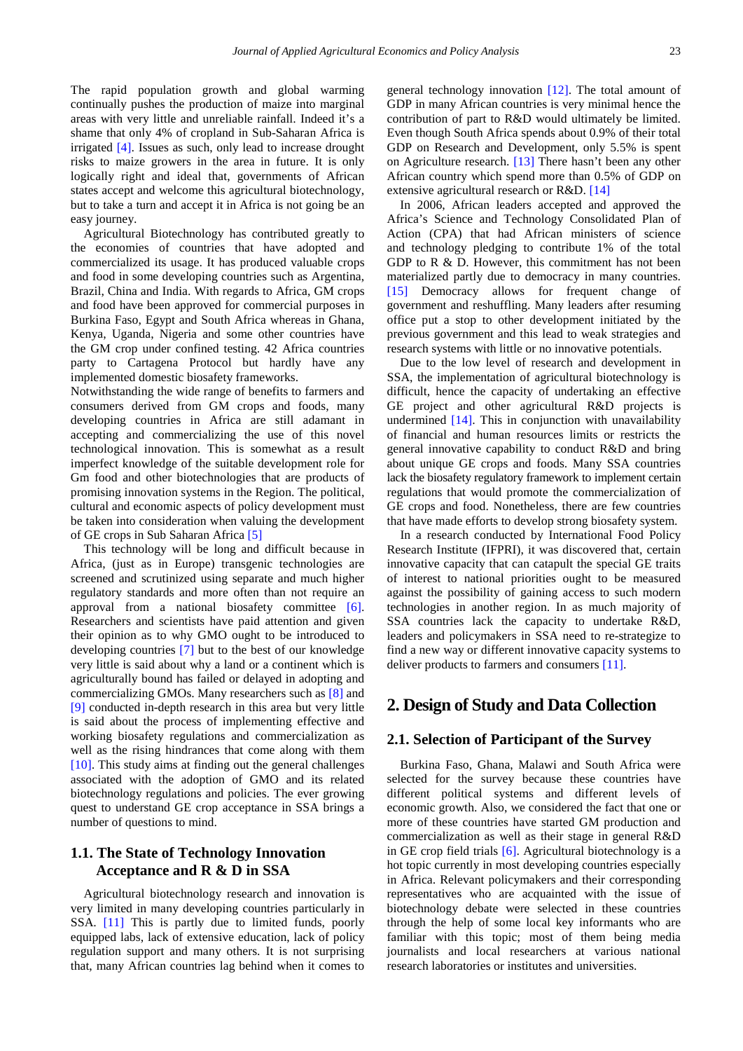The rapid population growth and global warming continually pushes the production of maize into marginal areas with very little and unreliable rainfall. Indeed it's a shame that only 4% of cropland in Sub-Saharan Africa is irrigated [4]. Issues as such, only lead to increase drought risks to maize growers in the area in future. It is only logically right and ideal that, governments of African states accept and welcome this agricultural biotechnology, but to take a turn and accept it in Africa is not going be an easy journey.

Agricultural Biotechnology has contributed greatly to the economies of countries that have adopted and commercialized its usage. It has produced valuable crops and food in some developing countries such as Argentina, Brazil, China and India. With regards to Africa, GM crops and food have been approved for commercial purposes in Burkina Faso, Egypt and South Africa whereas in Ghana, Kenya, Uganda, Nigeria and some other countries have the GM crop under confined testing. 42 Africa countries party to Cartagena Protocol but hardly have any implemented domestic biosafety frameworks.

Notwithstanding the wide range of benefits to farmers and consumers derived from GM crops and foods, many developing countries in Africa are still adamant in accepting and commercializing the use of this novel technological innovation. This is somewhat as a result imperfect knowledge of the suitable development role for Gm food and other biotechnologies that are products of promising innovation systems in the Region. The political, cultural and economic aspects of policy development must be taken into consideration when valuing the development of GE crops in Sub Saharan Africa [5]

This technology will be long and difficult because in Africa, (just as in Europe) transgenic technologies are screened and scrutinized using separate and much higher regulatory standards and more often than not require an approval from a national biosafety committee [6]. Researchers and scientists have paid attention and given their opinion as to why GMO ought to be introduced to developing countries [7] but to the best of our knowledge very little is said about why a land or a continent which is agriculturally bound has failed or delayed in adopting and commercializing GMOs. Many researchers such as [8] and [9] conducted in-depth research in this area but very little is said about the process of implementing effective and working biosafety regulations and commercialization as well as the rising hindrances that come along with them [10]. This study aims at finding out the general challenges associated with the adoption of GMO and its related biotechnology regulations and policies. The ever growing quest to understand GE crop acceptance in SSA brings a number of questions to mind.

### 1.1. The State of Technology Innovation Acceptance and R & D in SSA

Agricultural biotechnology research and innovation is very limited in many developing countries particularly in SSA. [11] This is partly due to limited funds, poorly equipped labs, lack of extensive education, lack of policy regulation support and many others. It is not surprising that, many African countries lag behind when it comes to general technology innovation [12]. The total amount of GDP in many African countries is very minimal hence the contribution of part to R&D would ultimately be limited. Even though South Africa spends about 0.9% of their total GDP on Research and Development, only 5.5% is spent on Agriculture research. [13] There hasn't been any other African country which spend more than 0.5% of GDP on extensive agricultural research or R&D. [14]

In 2006, African leaders accepted and approved the Africa's Science and Technology Consolidated Plan of Action (CPA) that had African ministers of science and technology pledging to contribute 1% of the total GDP to R & D. However, this commitment has not been materialized partly due to democracy in many countries. [15] Democracy allows for frequent change of government and reshuffling. Many leaders after resuming office put a stop to other development initiated by the previous government and this lead to weak strategies and research systems with little or no innovative potentials.

Due to the low level of research and development in SSA, the implementation of agricultural biotechnology is difficult, hence the capacity of undertaking an effective GE project and other agricultural R&D projects is undermined [14]. This in conjunction with unavailability of financial and human resources limits or restricts the general innovative capability to conduct R&D and bring about unique GE crops and foods. Many SSA countries lack the biosafety regulatory framework to implement certain regulations that would promote the commercialization of GE crops and food. Nonetheless, there are few countries that have made efforts to develop strong biosafety system.

In a research conducted by International Food Policy Research Institute (IFPRI), it was discovered that, certain innovative capacity that can catapult the special GE traits of interest to national priorities ought to be measured against the possibility of gaining access to such modern technologies in another region. In as much majority of SSA countries lack the capacity to undertake R&D, leaders and policymakers in SSA need to re-strategize to find a new way or different innovative capacity systems to deliver products to farmers and consumers [11].

## 2. Design of Study and Data Collection

### 2.1. Selection of Participant of the Survey

Burkina Faso, Ghana, Malawi and South Africa were selected for the survey because these countries have different political systems and different levels of economic growth. Also, we considered the fact that one or more of these countries have started GM production and commercialization as well as their stage in general R&D in GE crop field trials [6]. Agricultural biotechnology is a hot topic currently in most developing countries especially in Africa. Relevant policymakers and their corresponding representatives who are acquainted with the issue of biotechnology debate were selected in these countries through the help of some local key informants who are familiar with this topic; most of them being media journalists and local researchers at various national research laboratories or institutes and universities.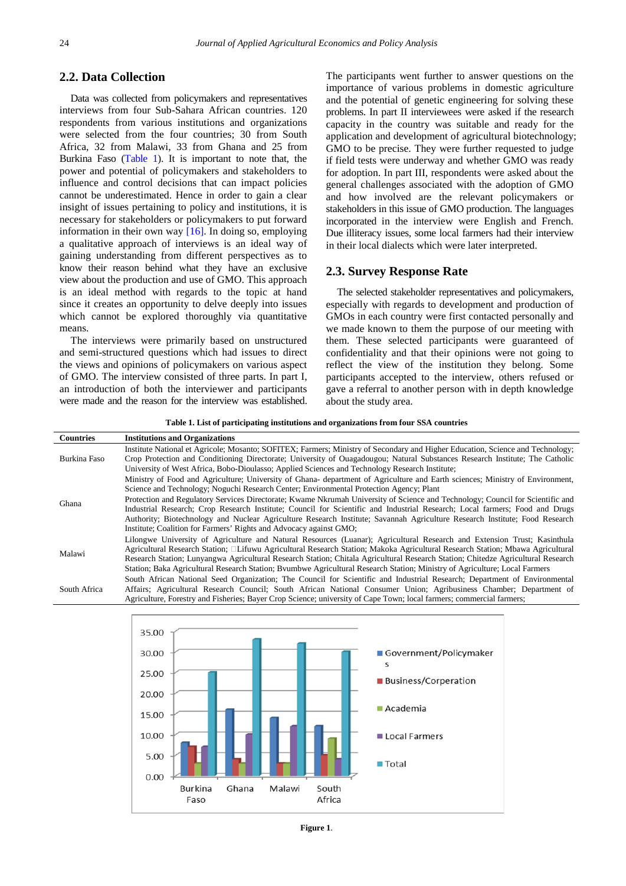## 2.2. Data Collection

Data was collected from policymakers and representatives interviews from four Sub-Sahara African countries. 120 respondents from various institutions and organizations were selected from the four countries; 30 from South Africa, 32 from Malawi, 33 from Ghana and 25 from Burkina Faso (Table 1). It is important to note that, the power and potential of policymakers and stakeholders to influence and control decisions that can impact policies cannot be underestimated. Hence in order to gain a clear insight of issues pertaining to policy and institutions, it is necessary for stakeholders or policymakers to put forward information in their own way [16]. In doing so, employing a qualitative approach of interviews is an ideal way of gaining understanding from different perspectives as to know their reason behind what they have an exclusive view about the production and use of GMO. This approach is an ideal method with regards to the topic at hand since it creates an opportunity to delve deeply into issues which cannot be explored thoroughly via quantitative means.

The interviews were primarily based on unstructured and semi-structured questions which had issues to direct the views and opinions of policymakers on various aspect of GMO. The interview consisted of three parts. In part I, an introduction of both the interviewer and participants were made and the reason for the interview was established. The participants went further to answer questions on the importance of various problems in domestic agriculture and the potential of genetic engineering for solving these problems. In part II interviewees were asked if the research capacity in the country was suitable and ready for the application and development of agricultural biotechnology; GMO to be precise. They were further requested to judge if field tests were underway and whether GMO was ready for adoption. In part III, respondents were asked about the general challenges associated with the adoption of GMO and how involved are the relevant policymakers or stakeholders in this issue of GMO production. The languages incorporated in the interview were English and French. Due illiteracy issues, some local farmers had their interview in their local dialects which were later interpreted.

## 2.3. Survey Response Rate

The selected stakeholder representatives and policymakers, especially with regards to development and production of GMOs in each country were first contacted personally and we made known to them the purpose of our meeting with them. These selected participants were guaranteed of confidentiality and that their opinions were not going to reflect the view of the institution they belong. Some participants accepted to the interview, others refused or gave a referral to another person with in depth knowledge about the study area.

**Table 1. List of participating institutions and organizations from four SSA countries**

| Countries | Institutions and Organizations |
|---|---|
| Burkina Faso | Institute National et Agricole; Mosanto; SOFITEX; Farmers; Ministry of Secondary and Higher Education, Science and Technology; Crop Protection and Conditioning Directorate; University of Ouagadougou; Natural Substances Research Institute; The Catholic University of West Africa, Bobo-Dioulasso; Applied Sciences and Technology Research Institute; |
| Ghana | Ministry of Food and Agriculture; University of Ghana- department of Agriculture and Earth sciences; Ministry of Environment, Science and Technology; Noguchi Research Center; Environmental Protection Agency; Plant Protection and Regulatory Services Directorate; Kwame Nkrumah University of Science and Technology; Council for Scientific and Industrial Research; Crop Research Institute; Council for Scientific and Industrial Research; Local farmers; Food and Drugs Authority; Biotechnology and Nuclear Agriculture Research Institute; Savannah Agriculture Research Institute; Food Research Institute; Coalition for Farmers' Rights and Advocacy against GMO; |
| Malawi | Lilongwe University of Agriculture and Natural Resources (Luanar); Agricultural Research and Extension Trust; Kasinthula Agricultural Research Station; Lifuwu Agricultural Research Station; Makoka Agricultural Research Station; Mbawa Agricultural Research Station; Lunyangwa Agricultural Research Station; Chitala Agricultural Research Station; Chitedze Agricultural Research Station; Baka Agricultural Research Station; Bvumbwe Agricultural Research Station; Ministry of Agriculture; Local Farmers |
| South Africa | South African National Seed Organization; The Council for Scientific and Industrial Research; Department of Environmental Affairs; Agricultural Research Council; South African National Consumer Union; Agribusiness Chamber; Department of Agriculture, Forestry and Fisheries; Bayer Crop Science; university of Cape Town; local farmers; commercial farmers; |

**Figure 1**.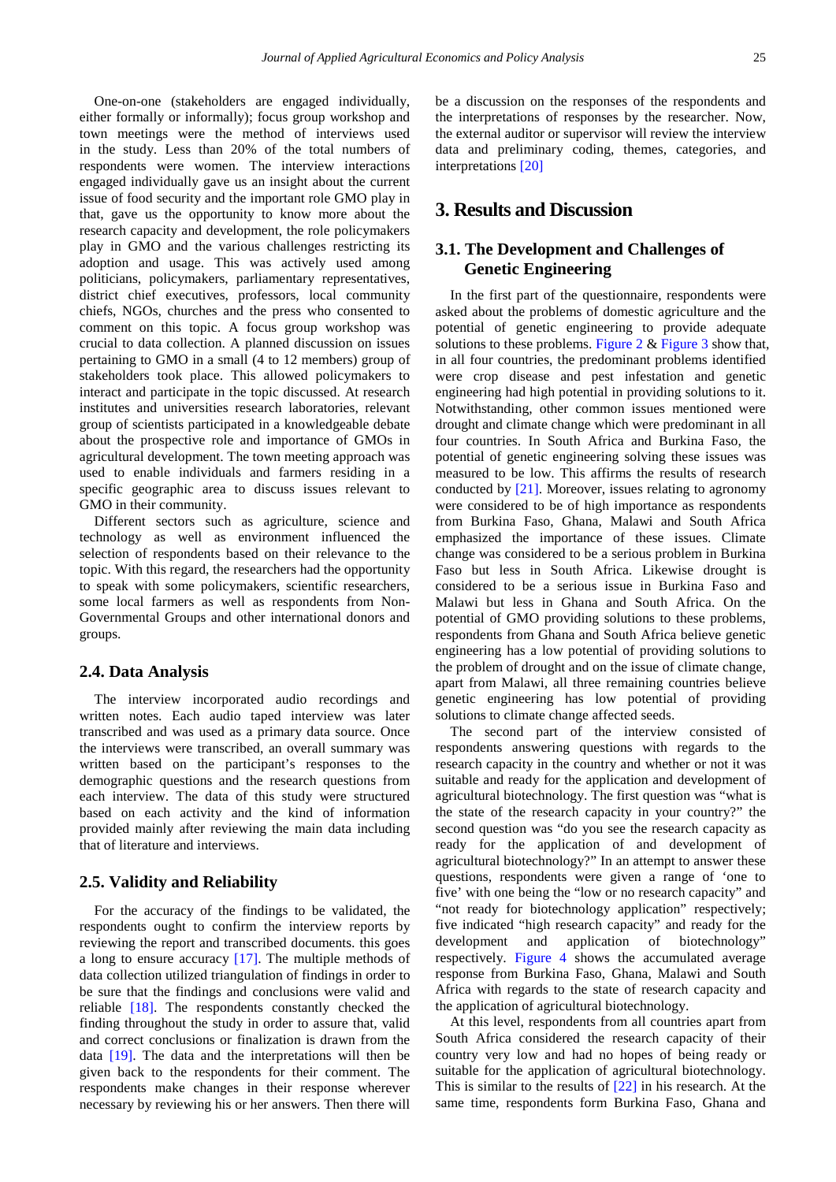One-on-one (stakeholders are engaged individually, either formally or informally); focus group workshop and town meetings were the method of interviews used in the study. Less than 20% of the total numbers of respondents were women. The interview interactions engaged individually gave us an insight about the current issue of food security and the important role GMO play in that, gave us the opportunity to know more about the research capacity and development, the role policymakers play in GMO and the various challenges restricting its adoption and usage. This was actively used among politicians, policymakers, parliamentary representatives, district chief executives, professors, local community chiefs, NGOs, churches and the press who consented to comment on this topic. A focus group workshop was crucial to data collection. A planned discussion on issues pertaining to GMO in a small (4 to 12 members) group of stakeholders took place. This allowed policymakers to interact and participate in the topic discussed. At research institutes and universities research laboratories, relevant group of scientists participated in a knowledgeable debate about the prospective role and importance of GMOs in agricultural development. The town meeting approach was used to enable individuals and farmers residing in a specific geographic area to discuss issues relevant to GMO in their community.

Different sectors such as agriculture, science and technology as well as environment influenced the selection of respondents based on their relevance to the topic. With this regard, the researchers had the opportunity to speak with some policymakers, scientific researchers, some local farmers as well as respondents from Non-Governmental Groups and other international donors and groups.

### 2.4. Data Analysis

The interview incorporated audio recordings and written notes. Each audio taped interview was later transcribed and was used as a primary data source. Once the interviews were transcribed, an overall summary was written based on the participant's responses to the demographic questions and the research questions from each interview. The data of this study were structured based on each activity and the kind of information provided mainly after reviewing the main data including that of literature and interviews.

### 2.5. Validity and Reliability

For the accuracy of the findings to be validated, the respondents ought to confirm the interview reports by reviewing the report and transcribed documents. this goes a long to ensure accuracy [17]. The multiple methods of data collection utilized triangulation of findings in order to be sure that the findings and conclusions were valid and reliable [18]. The respondents constantly checked the finding throughout the study in order to assure that, valid and correct conclusions or finalization is drawn from the data [19]. The data and the interpretations will then be given back to the respondents for their comment. The respondents make changes in their response wherever necessary by reviewing his or her answers. Then there will be a discussion on the responses of the respondents and the interpretations of responses by the researcher. Now, the external auditor or supervisor will review the interview data and preliminary coding, themes, categories, and interpretations [20]

## 3. Results and Discussion

### 3.1. The Development and Challenges of Genetic Engineering

In the first part of the questionnaire, respondents were asked about the problems of domestic agriculture and the potential of genetic engineering to provide adequate solutions to these problems. Figure 2 & Figure 3 show that, in all four countries, the predominant problems identified were crop disease and pest infestation and genetic engineering had high potential in providing solutions to it. Notwithstanding, other common issues mentioned were drought and climate change which were predominant in all four countries. In South Africa and Burkina Faso, the potential of genetic engineering solving these issues was measured to be low. This affirms the results of research conducted by [21]. Moreover, issues relating to agronomy were considered to be of high importance as respondents from Burkina Faso, Ghana, Malawi and South Africa emphasized the importance of these issues. Climate change was considered to be a serious problem in Burkina Faso but less in South Africa. Likewise drought is considered to be a serious issue in Burkina Faso and Malawi but less in Ghana and South Africa. On the potential of GMO providing solutions to these problems, respondents from Ghana and South Africa believe genetic engineering has a low potential of providing solutions to the problem of drought and on the issue of climate change, apart from Malawi, all three remaining countries believe genetic engineering has low potential of providing solutions to climate change affected seeds.

The second part of the interview consisted of respondents answering questions with regards to the research capacity in the country and whether or not it was suitable and ready for the application and development of agricultural biotechnology. The first question was "what is the state of the research capacity in your country?" the second question was "do you see the research capacity as ready for the application of and development of agricultural biotechnology?" In an attempt to answer these questions, respondents were given a range of 'one to five' with one being the "low or no research capacity" and "not ready for biotechnology application" respectively; five indicated "high research capacity" and ready for the development and application of biotechnology" respectively. Figure 4 shows the accumulated average response from Burkina Faso, Ghana, Malawi and South Africa with regards to the state of research capacity and the application of agricultural biotechnology.

At this level, respondents from all countries apart from South Africa considered the research capacity of their country very low and had no hopes of being ready or suitable for the application of agricultural biotechnology. This is similar to the results of [22] in his research. At the same time, respondents form Burkina Faso, Ghana and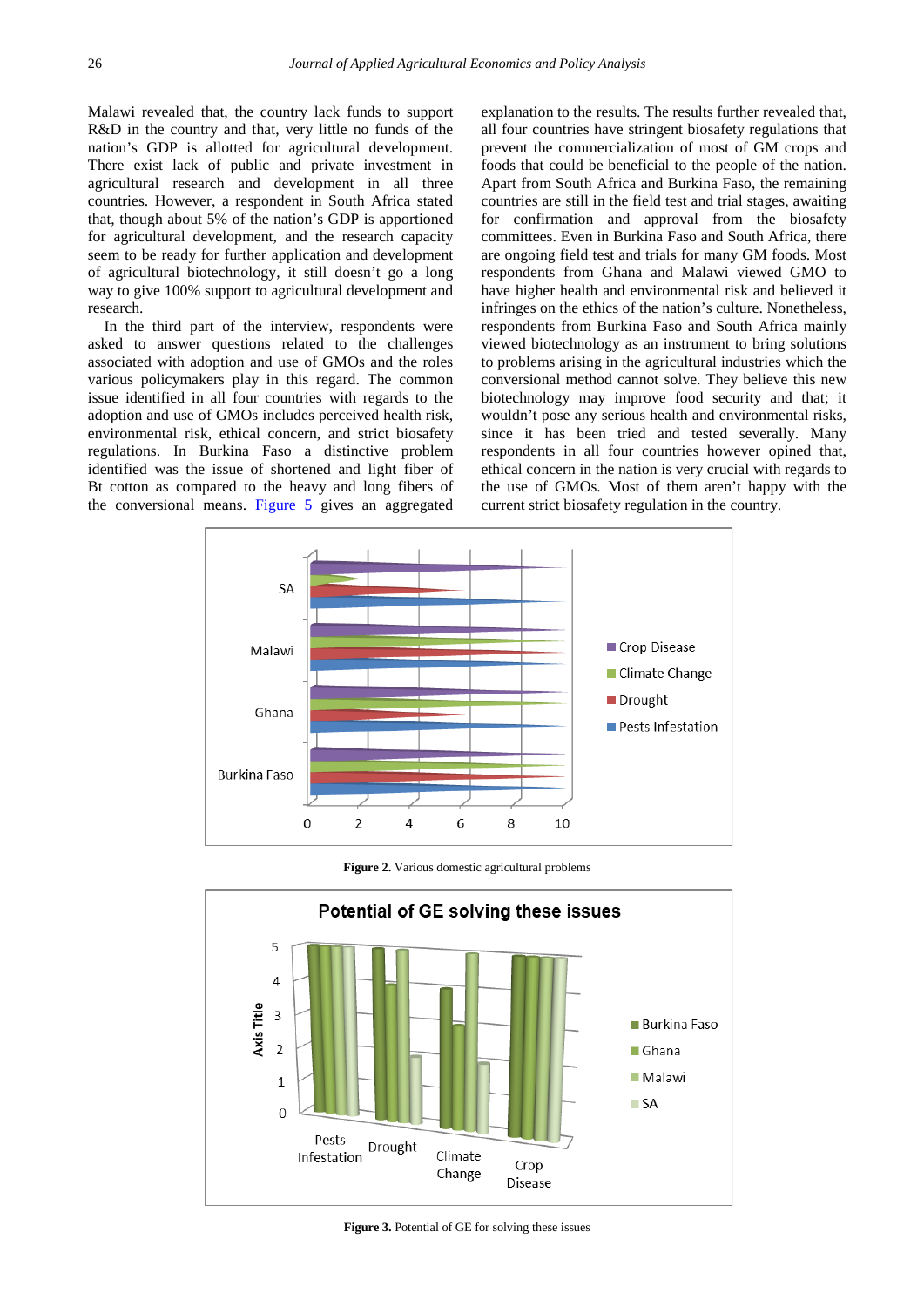Malawi revealed that, the country lack funds to support R&D in the country and that, very little no funds of the nation's GDP is allotted for agricultural development. There exist lack of public and private investment in agricultural research and development in all three countries. However, a respondent in South Africa stated that, though about 5% of the nation's GDP is apportioned for agricultural development, and the research capacity seem to be ready for further application and development of agricultural biotechnology, it still doesn't go a long way to give 100% support to agricultural development and research.

In the third part of the interview, respondents were asked to answer questions related to the challenges associated with adoption and use of GMOs and the roles various policymakers play in this regard. The common issue identified in all four countries with regards to the adoption and use of GMOs includes perceived health risk, environmental risk, ethical concern, and strict biosafety regulations. In Burkina Faso a distinctive problem identified was the issue of shortened and light fiber of Bt cotton as compared to the heavy and long fibers of the conversional means. Figure 5 gives an aggregated explanation to the results. The results further revealed that, all four countries have stringent biosafety regulations that prevent the commercialization of most of GM crops and foods that could be beneficial to the people of the nation. Apart from South Africa and Burkina Faso, the remaining countries are still in the field test and trial stages, awaiting for confirmation and approval from the biosafety committees. Even in Burkina Faso and South Africa, there are ongoing field test and trials for many GM foods. Most respondents from Ghana and Malawi viewed GMO to have higher health and environmental risk and believed it infringes on the ethics of the nation's culture. Nonetheless, respondents from Burkina Faso and South Africa mainly viewed biotechnology as an instrument to bring solutions to problems arising in the agricultural industries which the conversional method cannot solve. They believe this new biotechnology may improve food security and that; it wouldn't pose any serious health and environmental risks, since it has been tried and tested severally. Many respondents in all four countries however opined that, ethical concern in the nation is very crucial with regards to the use of GMOs. Most of them aren't happy with the current strict biosafety regulation in the country.

**Figure 2.** Various domestic agricultural problems

**Figure 3.** Potential of GE for solving these issues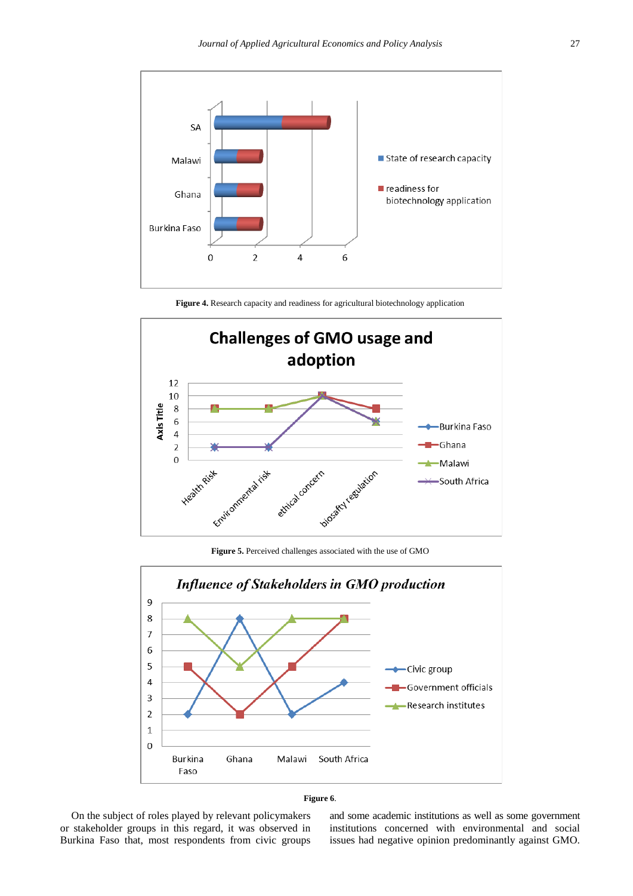Figure 4. Research capacity and readiness for agricultural biotechnology application

Figure 5. Perceived challenges associated with the use of GMO

Figure 6.

On the subject of roles played by relevant policymakers or stakeholder groups in this regard, it was observed in Burkina Faso that, most respondents from civic groups and some academic institutions as well as some government institutions concerned with environmental and social issues had negative opinion predominantly against GMO.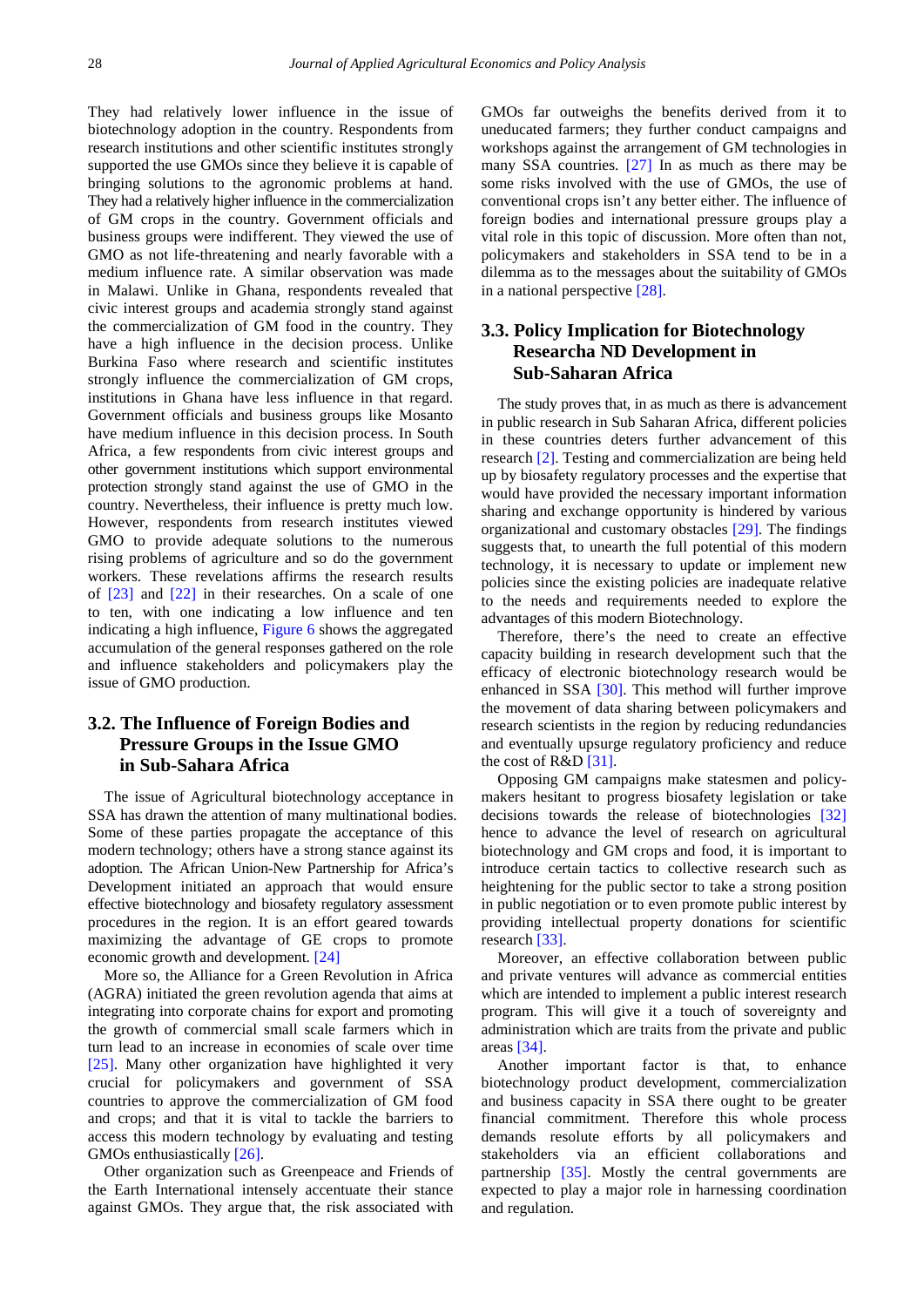They had relatively lower influence in the issue of biotechnology adoption in the country. Respondents from research institutions and other scientific institutes strongly supported the use GMOs since they believe it is capable of bringing solutions to the agronomic problems at hand. They had a relatively higher influence in the commercialization of GM crops in the country. Government officials and business groups were indifferent. They viewed the use of GMO as not life-threatening and nearly favorable with a medium influence rate. A similar observation was made in Malawi. Unlike in Ghana, respondents revealed that civic interest groups and academia strongly stand against the commercialization of GM food in the country. They have a high influence in the decision process. Unlike Burkina Faso where research and scientific institutes strongly influence the commercialization of GM crops, institutions in Ghana have less influence in that regard. Government officials and business groups like Mosanto have medium influence in this decision process. In South Africa, a few respondents from civic interest groups and other government institutions which support environmental protection strongly stand against the use of GMO in the country. Nevertheless, their influence is pretty much low. However, respondents from research institutes viewed GMO to provide adequate solutions to the numerous rising problems of agriculture and so do the government workers. These revelations affirms the research results of [23] and [22] in their researches. On a scale of one to ten, with one indicating a low influence and ten indicating a high influence, Figure 6 shows the aggregated accumulation of the general responses gathered on the role and influence stakeholders and policymakers play the issue of GMO production.

## 3.2. The Influence of Foreign Bodies and Pressure Groups in the Issue GMO in Sub-Sahara Africa

The issue of Agricultural biotechnology acceptance in SSA has drawn the attention of many multinational bodies. Some of these parties propagate the acceptance of this modern technology; others have a strong stance against its adoption. The African Union-New Partnership for Africa's Development initiated an approach that would ensure effective biotechnology and biosafety regulatory assessment procedures in the region. It is an effort geared towards maximizing the advantage of GE crops to promote economic growth and development. [24]

More so, the Alliance for a Green Revolution in Africa (AGRA) initiated the green revolution agenda that aims at integrating into corporate chains for export and promoting the growth of commercial small scale farmers which in turn lead to an increase in economies of scale over time [25]. Many other organization have highlighted it very crucial for policymakers and government of SSA countries to approve the commercialization of GM food and crops; and that it is vital to tackle the barriers to access this modern technology by evaluating and testing GMOs enthusiastically [26].

Other organization such as Greenpeace and Friends of the Earth International intensely accentuate their stance against GMOs. They argue that, the risk associated with GMOs far outweighs the benefits derived from it to uneducated farmers; they further conduct campaigns and workshops against the arrangement of GM technologies in many SSA countries. [27] In as much as there may be some risks involved with the use of GMOs, the use of conventional crops isn't any better either. The influence of foreign bodies and international pressure groups play a vital role in this topic of discussion. More often than not, policymakers and stakeholders in SSA tend to be in a dilemma as to the messages about the suitability of GMOs in a national perspective [28].

## 3.3. Policy Implication for Biotechnology Researcha ND Development in Sub-Saharan Africa

The study proves that, in as much as there is advancement in public research in Sub Saharan Africa, different policies in these countries deters further advancement of this research [2]. Testing and commercialization are being held up by biosafety regulatory processes and the expertise that would have provided the necessary important information sharing and exchange opportunity is hindered by various organizational and customary obstacles [29]. The findings suggests that, to unearth the full potential of this modern technology, it is necessary to update or implement new policies since the existing policies are inadequate relative to the needs and requirements needed to explore the advantages of this modern Biotechnology.

Therefore, there's the need to create an effective capacity building in research development such that the efficacy of electronic biotechnology research would be enhanced in SSA [30]. This method will further improve the movement of data sharing between policymakers and research scientists in the region by reducing redundancies and eventually upsurge regulatory proficiency and reduce the cost of R&D [31].

Opposing GM campaigns make statesmen and policy-makers hesitant to progress biosafety legislation or take decisions towards the release of biotechnologies [32] hence to advance the level of research on agricultural biotechnology and GM crops and food, it is important to introduce certain tactics to collective research such as heightening for the public sector to take a strong position in public negotiation or to even promote public interest by providing intellectual property donations for scientific research [33].

Moreover, an effective collaboration between public and private ventures will advance as commercial entities which are intended to implement a public interest research program. This will give it a touch of sovereignty and administration which are traits from the private and public areas [34].

Another important factor is that, to enhance biotechnology product development, commercialization and business capacity in SSA there ought to be greater financial commitment. Therefore this whole process demands resolute efforts by all policymakers and stakeholders via an efficient collaborations and partnership [35]. Mostly the central governments are expected to play a major role in harnessing coordination and regulation.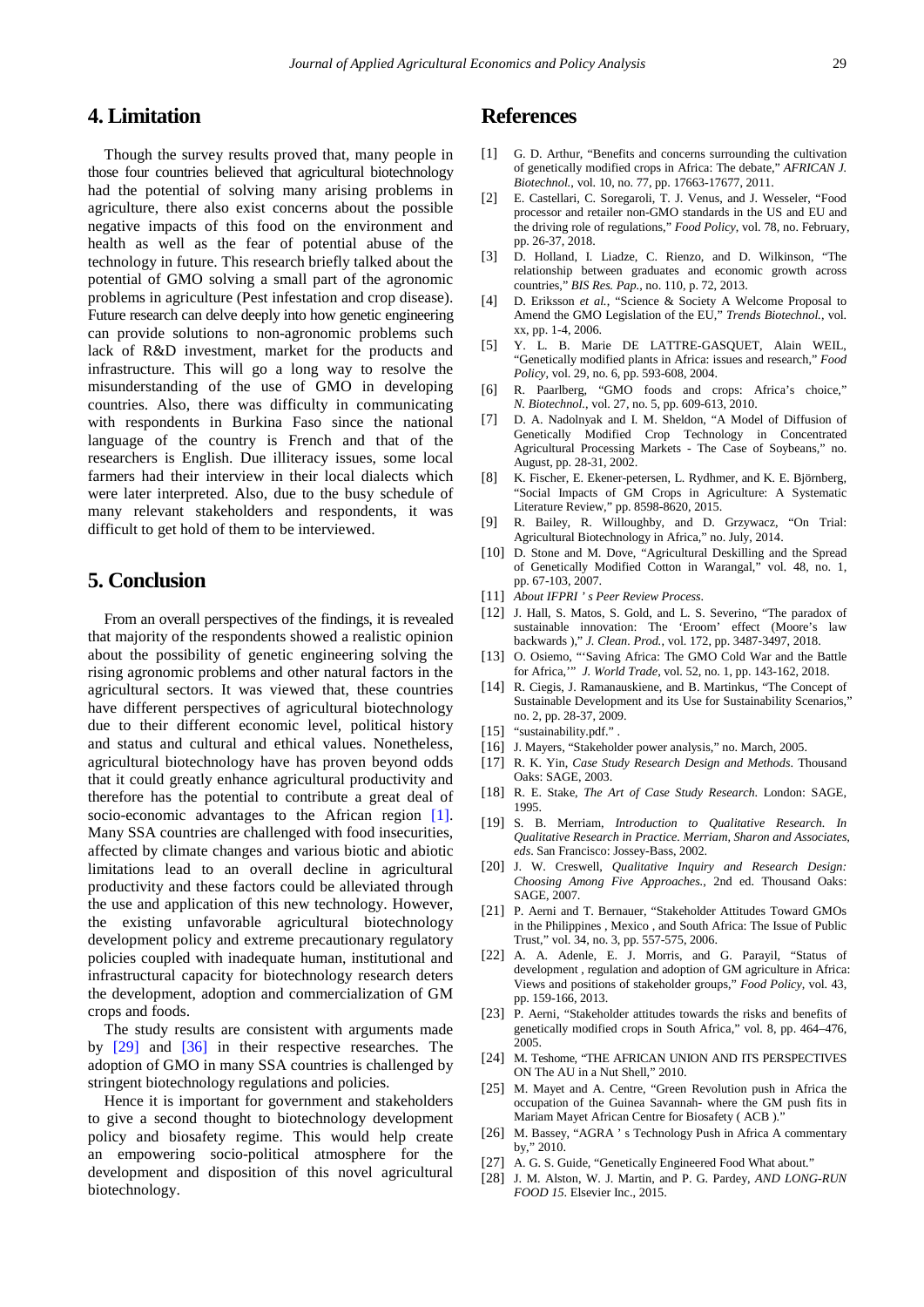## 4. Limitation

Though the survey results proved that, many people in those four countries believed that agricultural biotechnology had the potential of solving many arising problems in agriculture, there also exist concerns about the possible negative impacts of this food on the environment and health as well as the fear of potential abuse of the technology in future. This research briefly talked about the potential of GMO solving a small part of the agronomic problems in agriculture (Pest infestation and crop disease). Future research can delve deeply into how genetic engineering can provide solutions to non-agronomic problems such lack of R&D investment, market for the products and infrastructure. This will go a long way to resolve the misunderstanding of the use of GMO in developing countries. Also, there was difficulty in communicating with respondents in Burkina Faso since the national language of the country is French and that of the researchers is English. Due illiteracy issues, some local farmers had their interview in their local dialects which were later interpreted. Also, due to the busy schedule of many relevant stakeholders and respondents, it was difficult to get hold of them to be interviewed.

## 5. Conclusion

From an overall perspectives of the findings, it is revealed that majority of the respondents showed a realistic opinion about the possibility of genetic engineering solving the rising agronomic problems and other natural factors in the agricultural sectors. It was viewed that, these countries have different perspectives of agricultural biotechnology due to their different economic level, political history and status and cultural and ethical values. Nonetheless, agricultural biotechnology have has proven beyond odds that it could greatly enhance agricultural productivity and therefore has the potential to contribute a great deal of socio-economic advantages to the African region [1]. Many SSA countries are challenged with food insecurities, affected by climate changes and various biotic and abiotic limitations lead to an overall decline in agricultural productivity and these factors could be alleviated through the use and application of this new technology. However, the existing unfavorable agricultural biotechnology development policy and extreme precautionary regulatory policies coupled with inadequate human, institutional and infrastructural capacity for biotechnology research deters the development, adoption and commercialization of GM crops and foods.

The study results are consistent with arguments made by [29] and [36] in their respective researches. The adoption of GMO in many SSA countries is challenged by stringent biotechnology regulations and policies.

Hence it is important for government and stakeholders to give a second thought to biotechnology development policy and biosafety regime. This would help create an empowering socio-political atmosphere for the development and disposition of this novel agricultural biotechnology.

## References

[1] G. D. Arthur, "Benefits and concerns surrounding the cultivation of genetically modified crops in Africa: The debate," *AFRICAN J. Biotechnol.*, vol. 10, no. 77, pp. 17663-17677, 2011.

[2] E. Castellari, C. Soregaroli, T. J. Venus, and J. Wesseler, "Food processor and retailer non-GMO standards in the US and EU and the driving role of regulations," *Food Policy*, vol. 78, no. February, pp. 26-37, 2018.

[3] D. Holland, I. Liadze, C. Rienzo, and D. Wilkinson, "The relationship between graduates and economic growth across countries," *BIS Res. Pap.*, no. 110, p. 72, 2013.

[4] D. Eriksson *et al.*, "Science & Society A Welcome Proposal to Amend the GMO Legislation of the EU," *Trends Biotechnol.*, vol. xx, pp. 1-4, 2006.

[5] Y. L. B. Marie DE LATTRE-GASQUET, Alain WEIL, "Genetically modified plants in Africa: issues and research," *Food Policy*, vol. 29, no. 6, pp. 593-608, 2004.

[6] R. Paarlberg, "GMO foods and crops: Africa's choice," *N. Biotechnol.*, vol. 27, no. 5, pp. 609-613, 2010.

[7] D. A. Nadolnyak and I. M. Sheldon, "A Model of Diffusion of Genetically Modified Crop Technology in Concentrated Agricultural Processing Markets - The Case of Soybeans," no. August, pp. 28-31, 2002.

[8] K. Fischer, E. Ekener-petersen, L. Rydhmer, and K. E. Björnberg, "Social Impacts of GM Crops in Agriculture: A Systematic Literature Review," pp. 8598-8620, 2015.

[9] R. Bailey, R. Willoughby, and D. Grzywacz, "On Trial: Agricultural Biotechnology in Africa," no. July, 2014.

[10] D. Stone and M. Dove, "Agricultural Deskilling and the Spread of Genetically Modified Cotton in Warangal," vol. 48, no. 1, pp. 67-103, 2007.

[11] *About IFPRI ' s Peer Review Process*.

[12] J. Hall, S. Matos, S. Gold, and L. S. Severino, "The paradox of sustainable innovation: The 'Eroom' effect (Moore's law backwards )," *J. Clean. Prod.*, vol. 172, pp. 3487-3497, 2018.

[13] O. Osiemo, "'Saving Africa: The GMO Cold War and the Battle for Africa,'" *J. World Trade*, vol. 52, no. 1, pp. 143-162, 2018.

[14] R. Ciegis, J. Ramanauskiene, and B. Martinkus, "The Concept of Sustainable Development and its Use for Sustainability Scenarios," no. 2, pp. 28-37, 2009.

[15] "sustainability.pdf." .

[16] J. Mayers, "Stakeholder power analysis," no. March, 2005.

[17] R. K. Yin, *Case Study Research Design and Methods*. Thousand Oaks: SAGE, 2003.

[18] R. E. Stake, *The Art of Case Study Research*. London: SAGE, 1995.

[19] S. B. Merriam, *Introduction to Qualitative Research. In Qualitative Research in Practice. Merriam, Sharon and Associates, eds*. San Francisco: Jossey-Bass, 2002.

[20] J. W. Creswell, *Qualitative Inquiry and Research Design: Choosing Among Five Approaches.*, 2nd ed. Thousand Oaks: SAGE, 2007.

[21] P. Aerni and T. Bernauer, "Stakeholder Attitudes Toward GMOs in the Philippines , Mexico , and South Africa: The Issue of Public Trust," vol. 34, no. 3, pp. 557-575, 2006.

[22] A. A. Adenle, E. J. Morris, and G. Parayil, "Status of development , regulation and adoption of GM agriculture in Africa: Views and positions of stakeholder groups," *Food Policy*, vol. 43, pp. 159-166, 2013.

[23] P. Aerni, "Stakeholder attitudes towards the risks and benefits of genetically modified crops in South Africa," vol. 8, pp. 464–476, 2005.

[24] M. Teshome, "THE AFRICAN UNION AND ITS PERSPECTIVES ON The AU in a Nut Shell," 2010.

[25] M. Mayet and A. Centre, "Green Revolution push in Africa the occupation of the Guinea Savannah- where the GM push fits in Mariam Mayet African Centre for Biosafety ( ACB )."

[26] M. Bassey, "AGRA ' s Technology Push in Africa A commentary by," 2010.

[27] A. G. S. Guide, "Genetically Engineered Food What about."

[28] J. M. Alston, W. J. Martin, and P. G. Pardey, *AND LONG-RUN FOOD 15*. Elsevier Inc., 2015.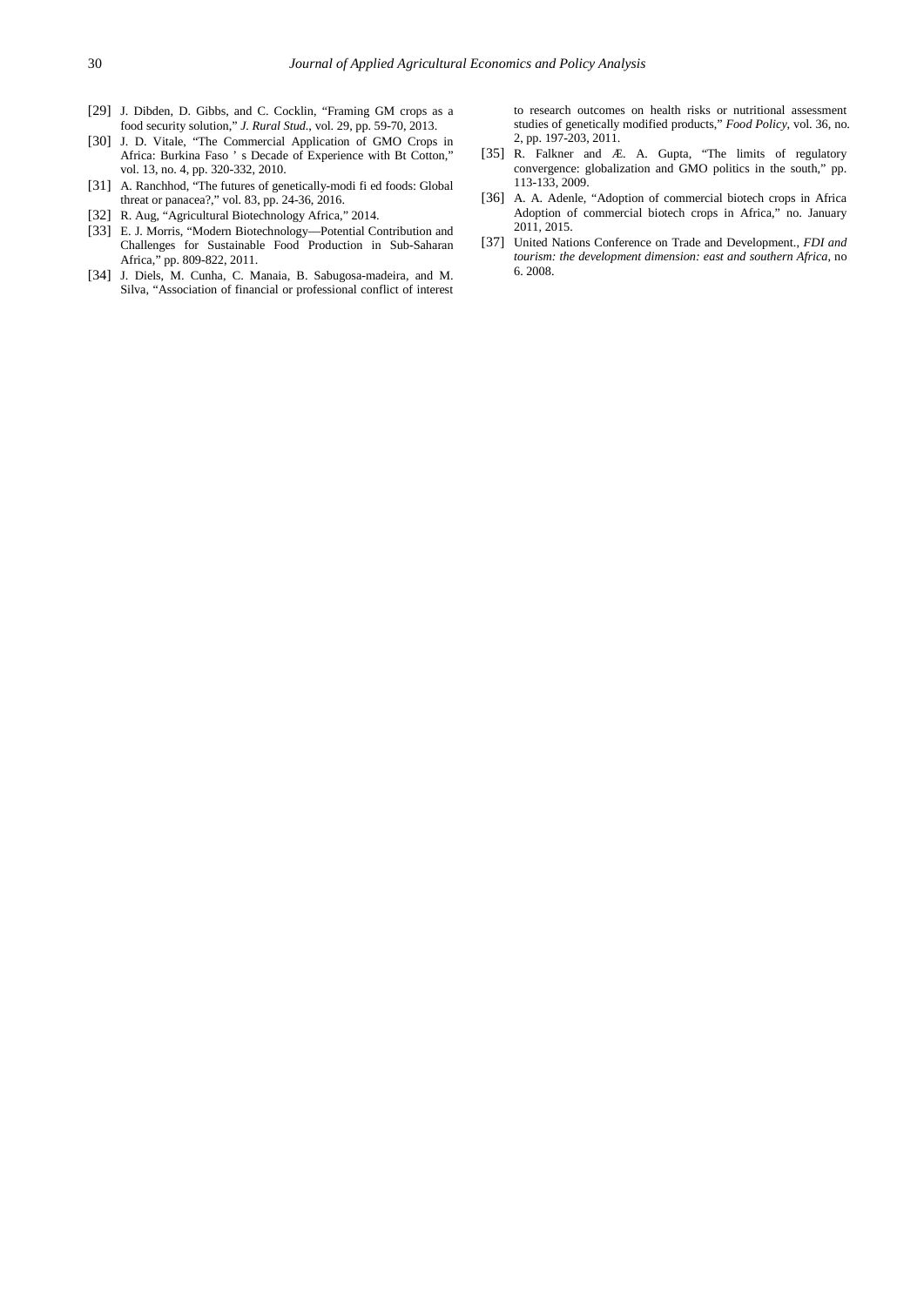[29] J. Dibden, D. Gibbs, and C. Cocklin, "Framing GM crops as a food security solution," *J. Rural Stud.*, vol. 29, pp. 59-70, 2013.

[30] J. D. Vitale, "The Commercial Application of GMO Crops in Africa: Burkina Faso ' s Decade of Experience with Bt Cotton," vol. 13, no. 4, pp. 320-332, 2010.

[31] A. Ranchhod, "The futures of genetically-modi fi ed foods: Global threat or panacea?," vol. 83, pp. 24-36, 2016.

[32] R. Aug, "Agricultural Biotechnology Africa," 2014.

[33] E. J. Morris, "Modern Biotechnology—Potential Contribution and Challenges for Sustainable Food Production in Sub-Saharan Africa," pp. 809-822, 2011.

[34] J. Diels, M. Cunha, C. Manaia, B. Sabugosa-madeira, and M. Silva, "Association of financial or professional conflict of interest to research outcomes on health risks or nutritional assessment studies of genetically modified products," *Food Policy*, vol. 36, no. 2, pp. 197-203, 2011.

[35] R. Falkner and Æ. A. Gupta, "The limits of regulatory convergence: globalization and GMO politics in the south," pp. 113-133, 2009.

[36] A. A. Adenle, "Adoption of commercial biotech crops in Africa Adoption of commercial biotech crops in Africa," no. January 2011, 2015.

[37] United Nations Conference on Trade and Development., *FDI and tourism: the development dimension: east and southern Africa*, no 6. 2008.